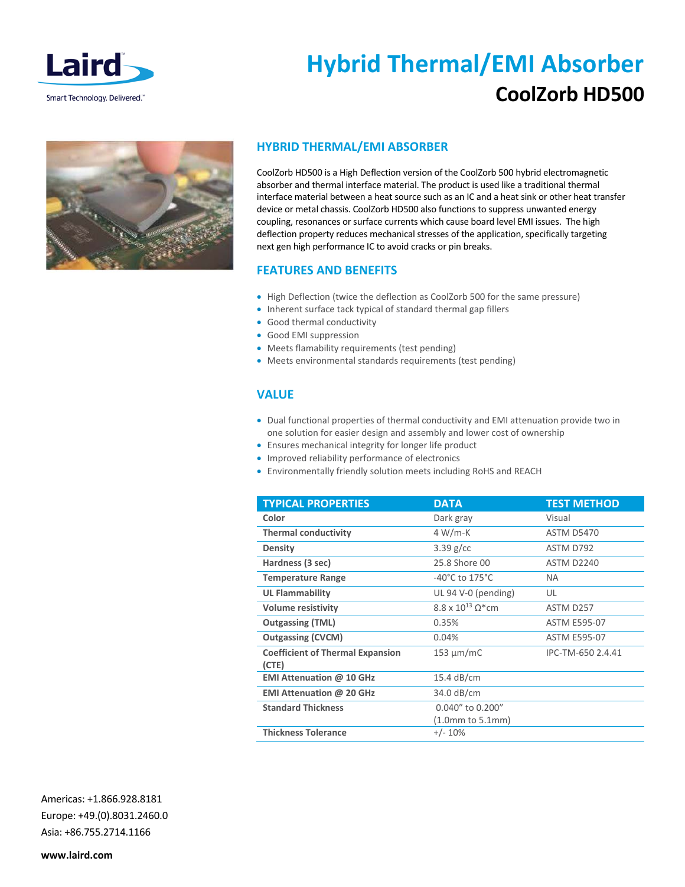# Hybrid Thermal/EMI Absorber

## CoolZorb HD500

### HYBRID THERMAL/EMI ABSORBER

CoolZorb HD500 is a High Deflection version of the CoolZorb 500 hybrid electromagnetic absorber and thermal interface material. The product is used like a traditional thermal interface material between a heat source such as an IC and a heat sink or other heat transfer device or metal chassis. CoolZorb HD500 also functions to suppress unwanted energy coupling, resonances or surface currents which cause board level EMI issues. The high deflection property reduces mechanical stresses of the application, specifically targeting next gen high performance IC to avoid cracks or pin breaks.

### FEATURES AND BENEFITS

- High Deflection (twice the deflection as CoolZorb 500 for the same pressure)
- Inherent surface tack typical of standard thermal gap fillers
- Good thermal conductivity
- Good EMI suppression
- Meets flamability requirements (test pending)
- Meets environmental standards requirements (test pending)

### VALUE

- Dual functional properties of thermal conductivity and EMI attenuation provide two in one solution for easier design and assembly and lower cost of ownership
- Ensures mechanical integrity for longer life product
- Improved reliability performance of electronics
- Environmentally friendly solution meets including RoHS and REACH

| TYPICAL PROPERTIES | DATA | TEST METHOD |
|---|---|---|
| **Color** | Dark gray | Visual |
| **Thermal conductivity** | 4 W/m-K | ASTM D5470 |
| **Density** | 3.39 g/cc | ASTM D792 |
| **Hardness (3 sec)** | 25.8 Shore 00 | ASTM D2240 |
| **Temperature Range** | -40°C to 175°C | NA |
| **UL Flammability** | UL 94 V-0 (pending) | UL |
| **Volume resistivity** | $8.8 \times 10^{13}$ Ω*cm | ASTM D257 |
| **Outgassing (TML)** | 0.35% | ASTM E595-07 |
| **Outgassing (CVCM)** | 0.04% | ASTM E595-07 |
| **Coefficient of Thermal Expansion (CTE)** | 153 µm/mC | IPC-TM-650 2.4.41 |
| **EMI Attenuation @ 10 GHz** | 15.4 dB/cm | |
| **EMI Attenuation @ 20 GHz** | 34.0 dB/cm | |
| **Standard Thickness** | 0.040" to 0.200" (1.0mm to 5.1mm) | |
| **Thickness Tolerance** | +/- 10% | |

Americas: +1.866.928.8181
Europe: +49.(0).8031.2460.0
Asia: +86.755.2714.1166

**www.laird.com**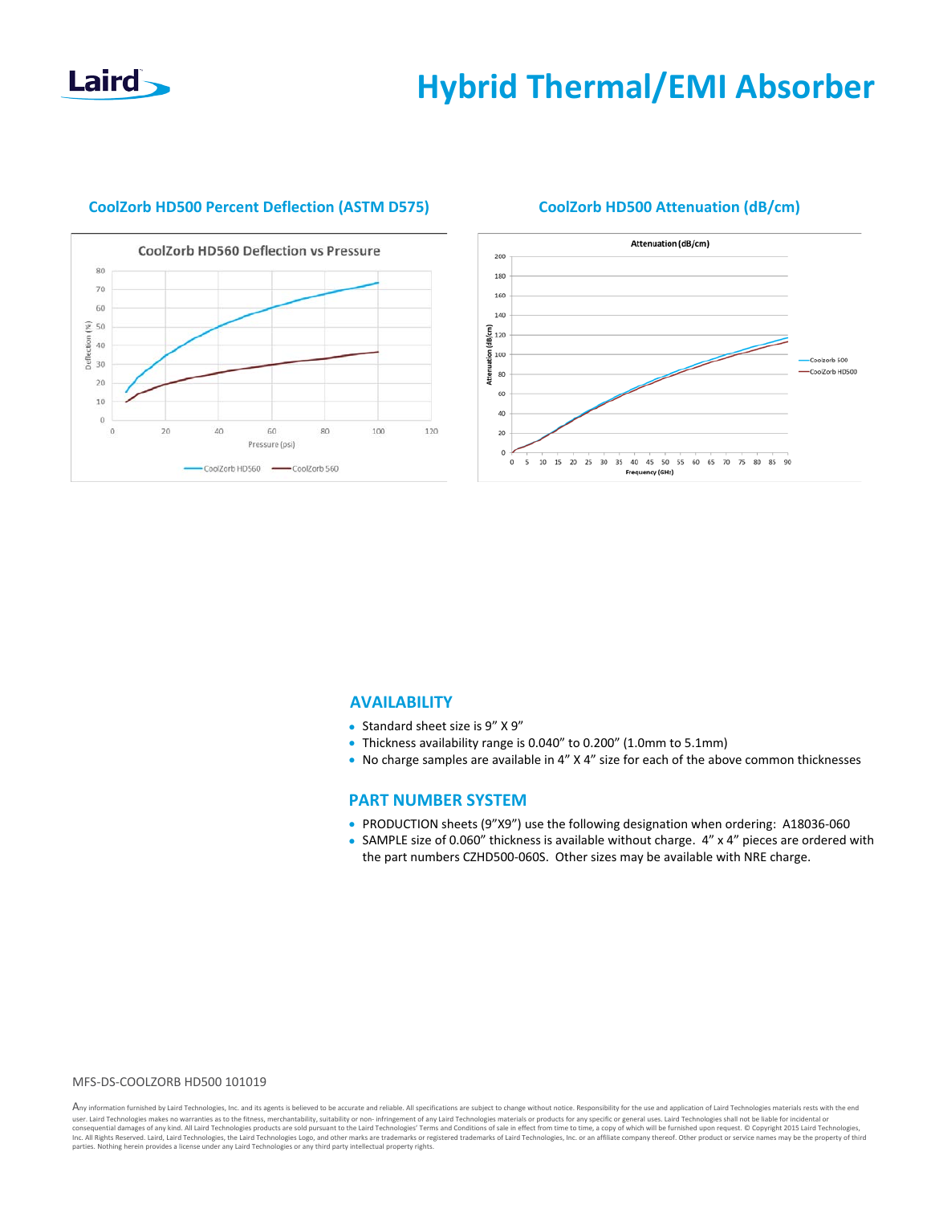# Hybrid Thermal/EMI Absorber

### CoolZorb HD500 Percent Deflection (ASTM D575)

CoolZorb HD560 Deflection vs Pressure

Deflection (%)

80
70
60
50
40
30
20
10
0

0 20 40 60 80 100 120

Pressure (psi)

CoolZorb HD560
CoolZorb 560

### CoolZorb HD500 Attenuation (dB/cm)

Attenuation (dB/cm)

Attenuation (dB/cm)

200
180
160
140
120
100
80
60
40
20
0

0 5 10 15 20 25 30 35 40 45 50 55 60 65 70 75 80 85 90

Frequency (GHz)

Coolzorb 500
CoolZorb HD500

## AVAILABILITY

- Standard sheet size is 9" X 9"
- Thickness availability range is 0.040" to 0.200" (1.0mm to 5.1mm)
- No charge samples are available in 4" X 4" size for each of the above common thicknesses

## PART NUMBER SYSTEM

- PRODUCTION sheets (9"X9") use the following designation when ordering: A18036-060
- SAMPLE size of 0.060" thickness is available without charge. 4" x 4" pieces are ordered with the part numbers CZHD500-060S. Other sizes may be available with NRE charge.

MFS-DS-COOLZORB HD500 101019

Any information furnished by Laird Technologies, Inc. and its agents is believed to be accurate and reliable. All specifications are subject to change without notice. Responsibility for the use and application of Laird Technologies materials rests with the end user. Laird Technologies makes no warranties as to the fitness, merchantability, suitability or non- infringement of any Laird Technologies materials or products for any specific or general uses. Laird Technologies shall not be liable for incidental or consequential damages of any kind. All Laird Technologies products are sold pursuant to the Laird Technologies' Terms and Conditions of sale in effect from time to time, a copy of which will be furnished upon request. © Copyright 2015 Laird Technologies, Inc. All Rights Reserved. Laird, Laird Technologies, the Laird Technologies Logo, and other marks are trademarks or registered trademarks of Laird Technologies, Inc. or an affiliate company thereof. Other product or service names may be the property of third parties. Nothing herein provides a license under any Laird Technologies or any third party intellectual property rights.